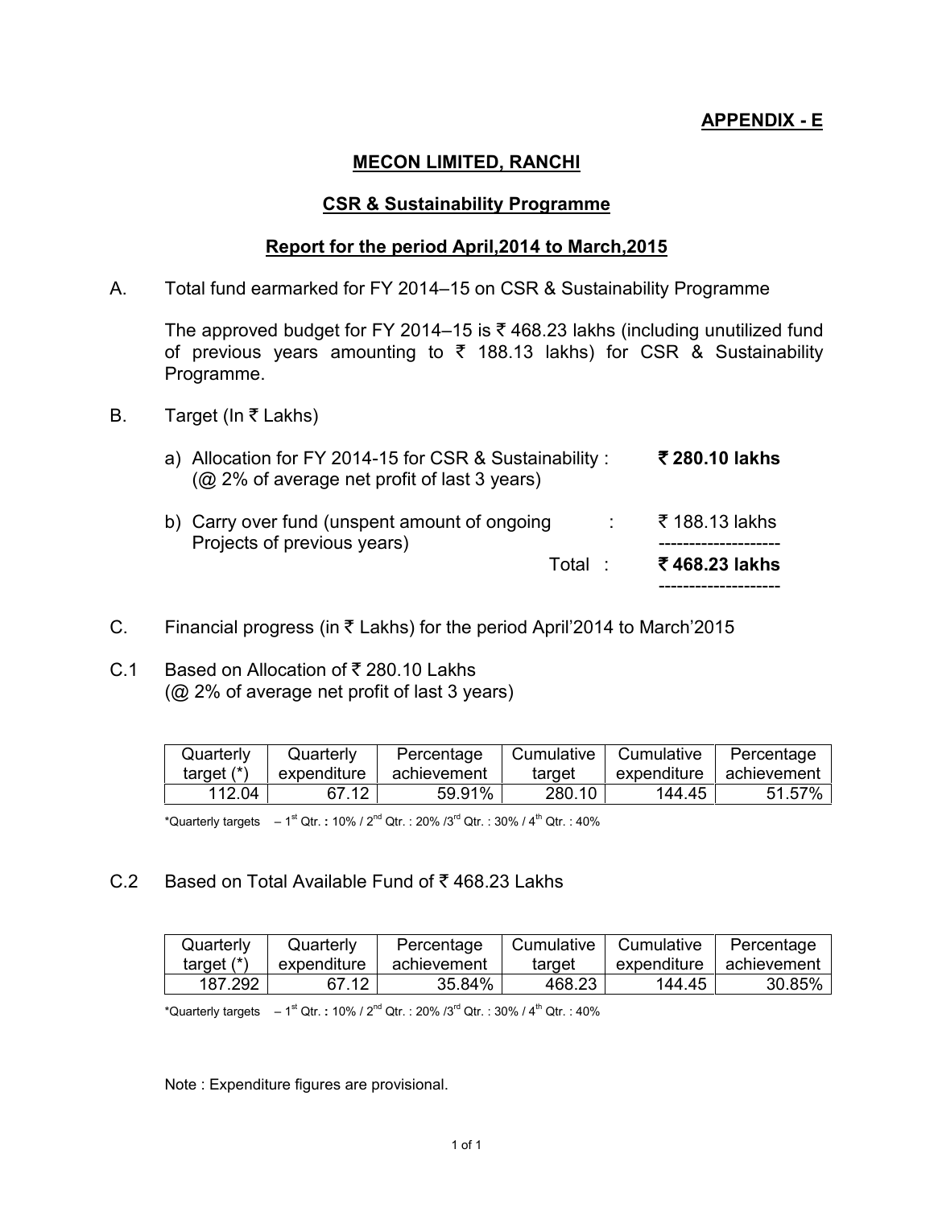**APPENDIX - E**

# MECON LIMITED, RANCHI

## CSR & Sustainability Programme

### Report for the period April,2014 to March,2015

A. Total fund earmarked for FY 2014–15 on CSR & Sustainability Programme

The approved budget for FY 2014–15 is ₹ 468.23 lakhs (including unutilized fund of previous years amounting to ₹ 188.13 lakhs) for CSR & Sustainability Programme.

B. Target (In ₹ Lakhs)

a) Allocation for FY 2014-15 for CSR & Sustainability : (@ 2% of average net profit of last 3 years) — **₹ 280.10 lakhs**

b) Carry over fund (unspent amount of ongoing Projects of previous years) : ₹ 188.13 lakhs

Total : **₹ 468.23 lakhs**

C. Financial progress (in ₹ Lakhs) for the period April'2014 to March'2015

C.1 Based on Allocation of ₹ 280.10 Lakhs (@ 2% of average net profit of last 3 years)

| Quarterly target (*) | Quarterly expenditure | Percentage achievement | Cumulative target | Cumulative expenditure | Percentage achievement |
|---|---|---|---|---|---|
| 112.04 | 67.12 | 59.91% | 280.10 | 144.45 | 51.57% |

*Quarterly targets – 1st Qtr. : 10% / 2nd Qtr. : 20% /3rd Qtr. : 30% / 4th Qtr. : 40%

C.2 Based on Total Available Fund of ₹ 468.23 Lakhs

| Quarterly target (*) | Quarterly expenditure | Percentage achievement | Cumulative target | Cumulative expenditure | Percentage achievement |
|---|---|---|---|---|---|
| 187.292 | 67.12 | 35.84% | 468.23 | 144.45 | 30.85% |

*Quarterly targets – 1st Qtr. : 10% / 2nd Qtr. : 20% /3rd Qtr. : 30% / 4th Qtr. : 40%

Note : Expenditure figures are provisional.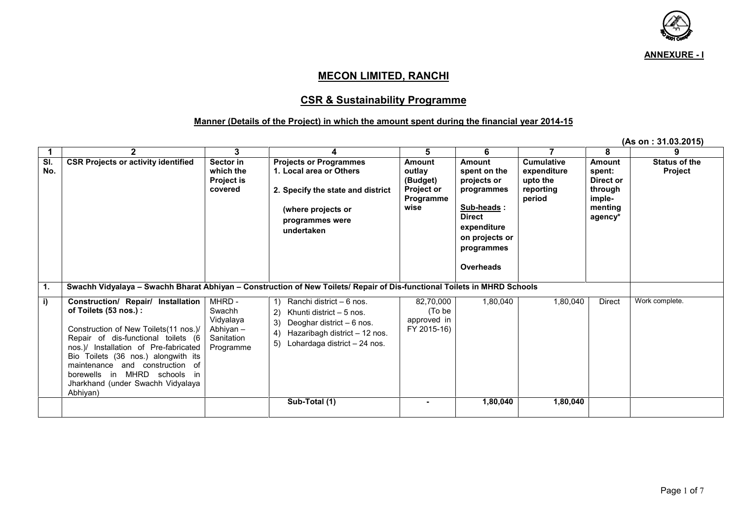**ANNEXURE - I**

# MECON LIMITED, RANCHI

## CSR & Sustainability Programme

### Manner (Details of the Project) in which the amount spent during the financial year 2014-15

**(As on : 31.03.2015)**

| 1 | 2 | 3 | 4 | 5 | 6 | 7 | 8 | 9 |
|---|---|---|---|---|---|---|---|---|
| **Sl. No.** | **CSR Projects or activity identified** | **Sector in which the Project is covered** | **Projects or Programmes 1. Local area or Others 2. Specify the state and district (where projects or programmes were undertaken** | **Amount outlay (Budget) Project or Programme wise** | **Amount spent on the projects or programmes Sub-heads : Direct expenditure on projects or programmes Overheads** | **Cumulative expenditure upto the reporting period** | **Amount spent: Direct or through imple-menting agency*** | **Status of the Project** |
| **1.** | **Swachh Vidyalaya – Swachh Bharat Abhiyan – Construction of New Toilets/ Repair of Dis-functional Toilets in MHRD Schools** | | | | | | | |
| **i)** | **Construction/ Repair/ Installation of Toilets (53 nos.) :** Construction of New Toilets(11 nos.)/ Repair of dis-functional toilets (6 nos.)/ Installation of Pre-fabricated Bio Toilets (36 nos.) alongwith its maintenance and construction of borewells in MHRD schools in Jharkhand (under Swachh Vidyalaya Abhiyan) | MHRD - Swachh Vidyalaya Abhiyan – Sanitation Programme | 1) Ranchi district – 6 nos. 2) Khunti district – 5 nos. 3) Deoghar district – 6 nos. 4) Hazaribagh district – 12 nos. 5) Lohardaga district – 24 nos. | 82,70,000 (To be approved in FY 2015-16) | 1,80,040 | 1,80,040 | Direct | Work complete. |
| | | | **Sub-Total (1)** | **-** | **1,80,040** | **1,80,040** | | |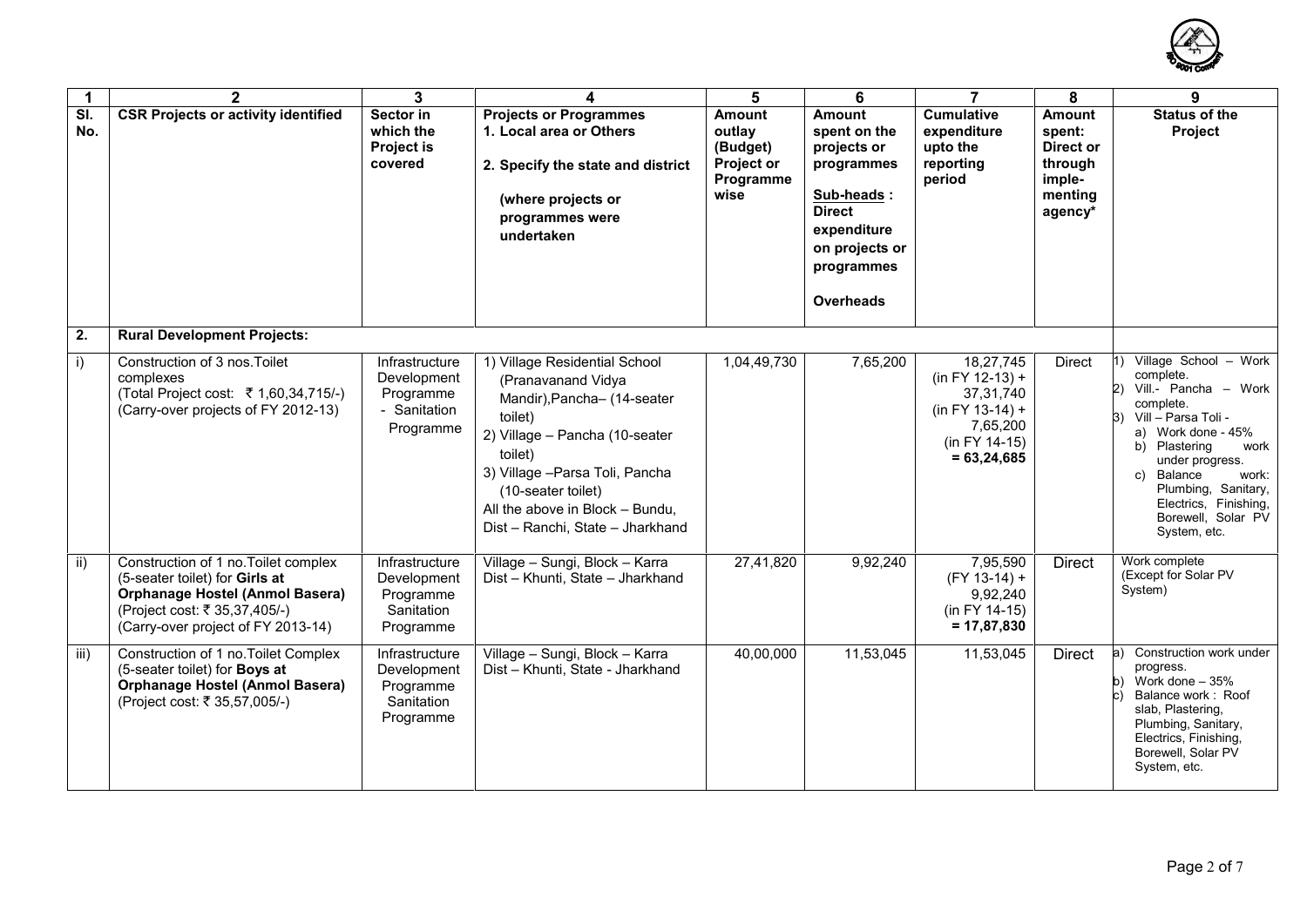| 1 | 2 | 3 | 4 | 5 | 6 | 7 | 8 | 9 |
|---|---|---|---|---|---|---|---|---|
| Sl. No. | CSR Projects or activity identified | Sector in which the Project is covered | Projects or Programmes 1. Local area or Others 2. Specify the state and district (where projects or programmes were undertaken | Amount outlay (Budget) Project or Programme wise | Amount spent on the projects or programmes Sub-heads : Direct expenditure on projects or programmes Overheads | Cumulative expenditure upto the reporting period | Amount spent: Direct or through imple-menting agency* | Status of the Project |
| 2. | Rural Development Projects: | | | | | | | |
| i) | Construction of 3 nos.Toilet complexes (Total Project cost: ₹ 1,60,34,715/-) (Carry-over projects of FY 2012-13) | Infrastructure Development Programme - Sanitation Programme | 1) Village Residential School (Pranavanand Vidya Mandir),Pancha– (14-seater toilet) 2) Village – Pancha (10-seater toilet) 3) Village –Parsa Toli, Pancha (10-seater toilet) All the above in Block – Bundu, Dist – Ranchi, State – Jharkhand | 1,04,49,730 | 7,65,200 | 18,27,745 (in FY 12-13) + 37,31,740 (in FY 13-14) + 7,65,200 (in FY 14-15) **= 63,24,685** | Direct | 1) Village School – Work complete. 2) Vill.- Pancha – Work complete. 3) Vill – Parsa Toli - a) Work done - 45% b) Plastering work under progress. c) Balance work: Plumbing, Sanitary, Electrics, Finishing, Borewell, Solar PV System, etc. |
| ii) | Construction of 1 no.Toilet complex (5-seater toilet) for **Girls at Orphanage Hostel (Anmol Basera)** (Project cost: ₹ 35,37,405/-) (Carry-over project of FY 2013-14) | Infrastructure Development Programme Sanitation Programme | Village – Sungi, Block – Karra Dist – Khunti, State – Jharkhand | 27,41,820 | 9,92,240 | 7,95,590 (FY 13-14) + 9,92,240 (in FY 14-15) **= 17,87,830** | Direct | Work complete (Except for Solar PV System) |
| iii) | Construction of 1 no.Toilet Complex (5-seater toilet) for **Boys at Orphanage Hostel (Anmol Basera)** (Project cost: ₹ 35,57,005/-) | Infrastructure Development Programme Sanitation Programme | Village – Sungi, Block – Karra Dist – Khunti, State - Jharkhand | 40,00,000 | 11,53,045 | 11,53,045 | Direct | a) Construction work under progress. b) Work done – 35% c) Balance work : Roof slab, Plastering, Plumbing, Sanitary, Electrics, Finishing, Borewell, Solar PV System, etc. |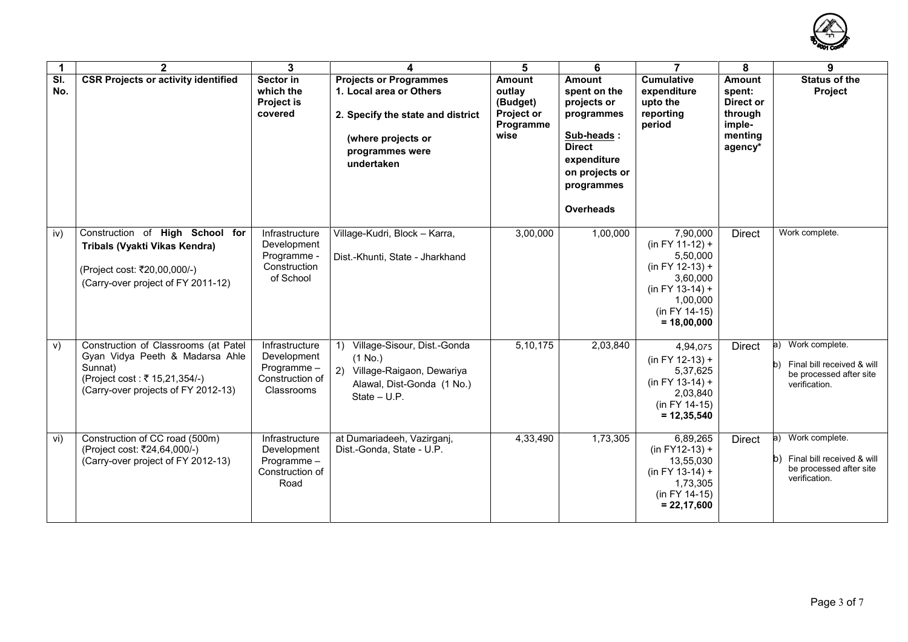| 1 | 2 | 3 | 4 | 5 | 6 | 7 | 8 | 9 |
|---|---|---|---|---|---|---|---|---|
| Sl. No. | CSR Projects or activity identified | Sector in which the Project is covered | Projects or Programmes 1. Local area or Others 2. Specify the state and district (where projects or programmes were undertaken | Amount outlay (Budget) Project or Programme wise | Amount spent on the projects or programmes Sub-heads : Direct expenditure on projects or programmes Overheads | Cumulative expenditure upto the reporting period | Amount spent: Direct or through imple-menting agency* | Status of the Project |
| iv) | Construction of **High School for Tribals (Vyakti Vikas Kendra)** (Project cost: ₹20,00,000/-) (Carry-over project of FY 2011-12) | Infrastructure Development Programme - Construction of School | Village-Kudri, Block – Karra, Dist.-Khunti, State - Jharkhand | 3,00,000 | 1,00,000 | 7,90,000 (in FY 11-12) + 5,50,000 (in FY 12-13) + 3,60,000 (in FY 13-14) + 1,00,000 (in FY 14-15) **= 18,00,000** | Direct | Work complete. |
| v) | Construction of Classrooms (at Patel Gyan Vidya Peeth & Madarsa Ahle Sunnat) (Project cost : ₹ 15,21,354/-) (Carry-over projects of FY 2012-13) | Infrastructure Development Programme – Construction of Classrooms | 1) Village-Sisour, Dist.-Gonda (1 No.) 2) Village-Raigaon, Dewariya Alawal, Dist-Gonda (1 No.) State – U.P. | 5,10,175 | 2,03,840 | 4,94,075 (in FY 12-13) + 5,37,625 (in FY 13-14) + 2,03,840 (in FY 14-15) **= 12,35,540** | Direct | a) Work complete. b) Final bill received & will be processed after site verification. |
| vi) | Construction of CC road (500m) (Project cost: ₹24,64,000/-) (Carry-over project of FY 2012-13) | Infrastructure Development Programme – Construction of Road | at Dumariadeeh, Vazirganj, Dist.-Gonda, State - U.P. | 4,33,490 | 1,73,305 | 6,89,265 (in FY12-13) + 13,55,030 (in FY 13-14) + 1,73,305 (in FY 14-15) **= 22,17,600** | Direct | a) Work complete. b) Final bill received & will be processed after site verification. |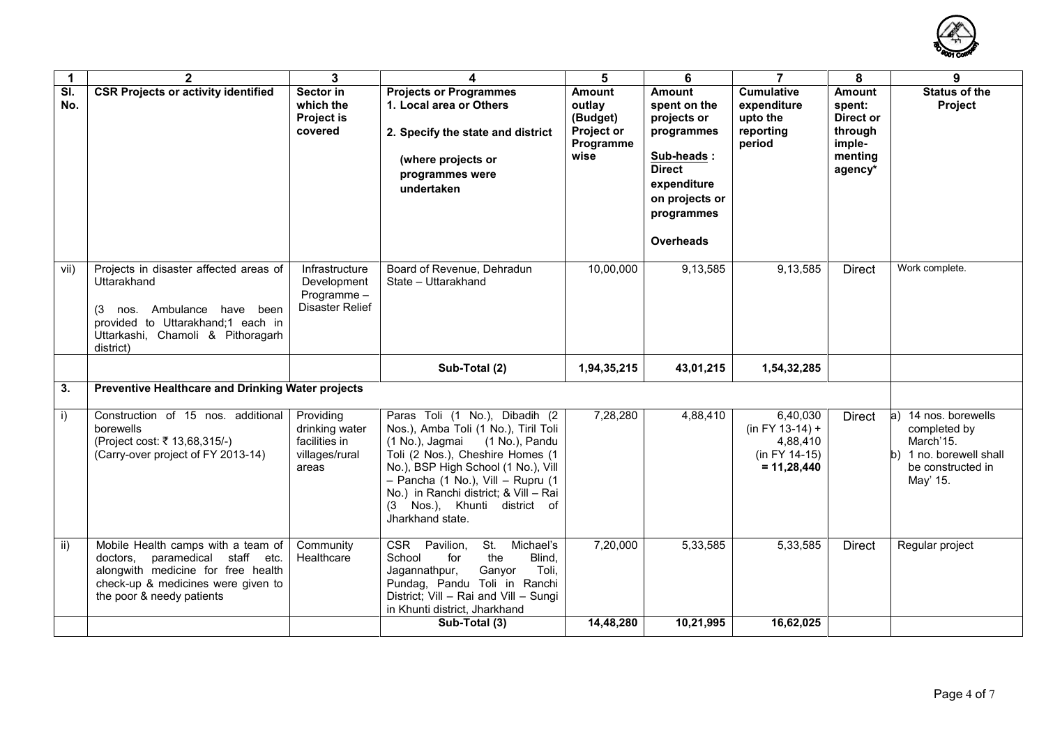| 1 | 2 | 3 | 4 | 5 | 6 | 7 | 8 | 9 |
|---|---|---|---|---|---|---|---|---|
| Sl. No. | CSR Projects or activity identified | Sector in which the Project is covered | Projects or Programmes 1. Local area or Others 2. Specify the state and district (where projects or programmes were undertaken | Amount outlay (Budget) Project or Programme wise | Amount spent on the projects or programmes Sub-heads : Direct expenditure on projects or programmes Overheads | Cumulative expenditure upto the reporting period | Amount spent: Direct or through imple-menting agency* | Status of the Project |
| vii) | Projects in disaster affected areas of Uttarakhand (3 nos. Ambulance have been provided to Uttarakhand;1 each in Uttarkashi, Chamoli & Pithoragarh district) | Infrastructure Development Programme – Disaster Relief | Board of Revenue, Dehradun State – Uttarakhand | 10,00,000 | 9,13,585 | 9,13,585 | Direct | Work complete. |
| | | | **Sub-Total (2)** | **1,94,35,215** | **43,01,215** | **1,54,32,285** | | |
| **3.** | **Preventive Healthcare and Drinking Water projects** | | | | | | | |
| i) | Construction of 15 nos. additional borewells (Project cost: ₹ 13,68,315/-) (Carry-over project of FY 2013-14) | Providing drinking water facilities in villages/rural areas | Paras Toli (1 No.), Dibadih (2 Nos.), Amba Toli (1 No.), Tiril Toli (1 No.), Jagmai (1 No.), Pandu Toli (2 Nos.), Cheshire Homes (1 No.), BSP High School (1 No.), Vill – Pancha (1 No.), Vill – Rupru (1 No.) in Ranchi district; & Vill – Rai (3 Nos.), Khunti district of Jharkhand state. | 7,28,280 | 4,88,410 | 6,40,030 (in FY 13-14) + 4,88,410 (in FY 14-15) **= 11,28,440** | Direct | a) 14 nos. borewells completed by March'15. b) 1 no. borewell shall be constructed in May' 15. |
| ii) | Mobile Health camps with a team of doctors, paramedical staff etc. alongwith medicine for free health check-up & medicines were given to the poor & needy patients | Community Healthcare | CSR Pavilion, St. Michael's School for the Blind, Jagannathpur, Ganyor Toli, Pundag, Pandu Toli in Ranchi District; Vill – Rai and Vill – Sungi in Khunti district, Jharkhand | 7,20,000 | 5,33,585 | 5,33,585 | Direct | Regular project |
| | | | **Sub-Total (3)** | **14,48,280** | **10,21,995** | **16,62,025** | | |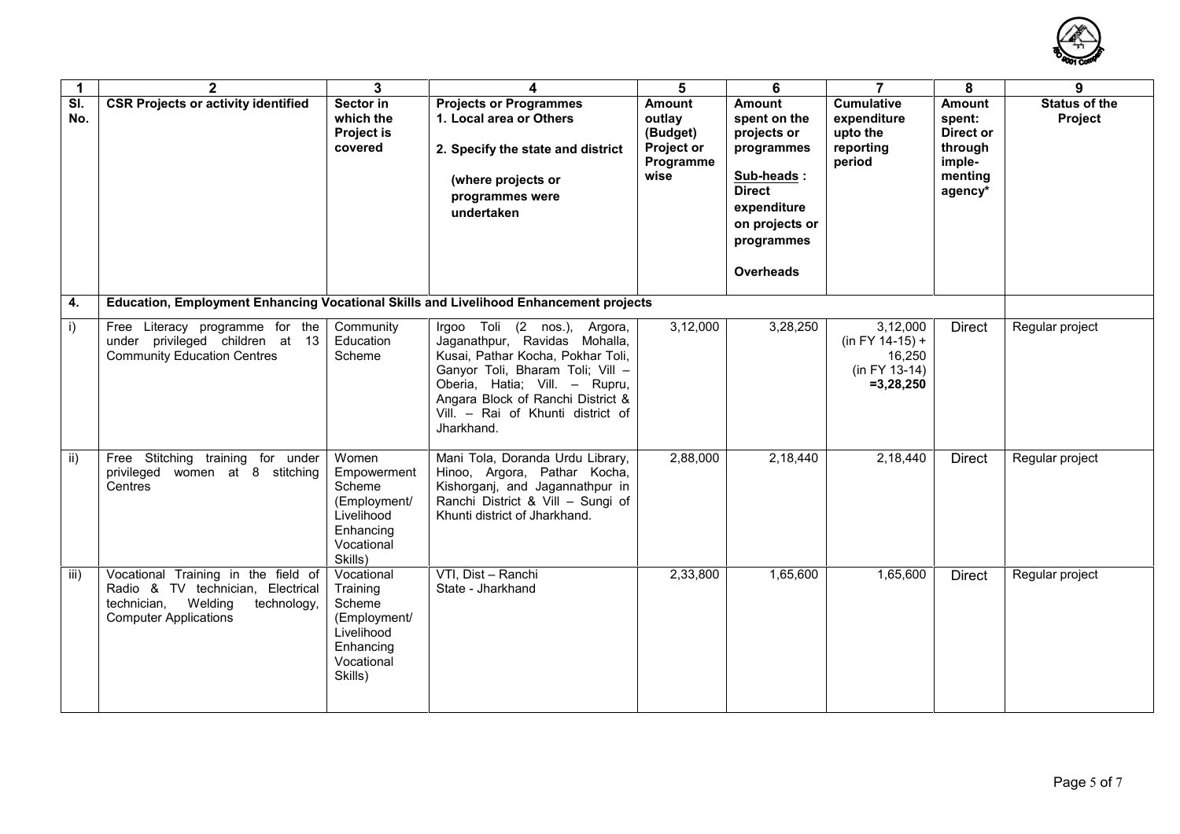| 1 | 2 | 3 | 4 | 5 | 6 | 7 | 8 | 9 |
|---|---|---|---|---|---|---|---|---|
| Sl. No. | CSR Projects or activity identified | Sector in which the Project is covered | Projects or Programmes 1. Local area or Others 2. Specify the state and district (where projects or programmes were undertaken | Amount outlay (Budget) Project or Programme wise | Amount spent on the projects or programmes Sub-heads : Direct expenditure on projects or programmes Overheads | Cumulative expenditure upto the reporting period | Amount spent: Direct or through imple-menting agency* | Status of the Project |
| 4. | Education, Employment Enhancing Vocational Skills and Livelihood Enhancement projects | | | | | | | |
| i) | Free Literacy programme for the under privileged children at 13 Community Education Centres | Community Education Scheme | Irgoo Toli (2 nos.), Argora, Jaganathpur, Ravidas Mohalla, Kusai, Pathar Kocha, Pokhar Toli, Ganyor Toli, Bharam Toli; Vill – Oberia, Hatia; Vill. – Rupru, Angara Block of Ranchi District & Vill. – Rai of Khunti district of Jharkhand. | 3,12,000 | 3,28,250 | 3,12,000 (in FY 14-15) + 16,250 (in FY 13-14) **=3,28,250** | Direct | Regular project |
| ii) | Free Stitching training for under privileged women at 8 stitching Centres | Women Empowerment Scheme (Employment/ Livelihood Enhancing Vocational Skills) | Mani Tola, Doranda Urdu Library, Hinoo, Argora, Pathar Kocha, Kishorganj, and Jagannathpur in Ranchi District & Vill – Sungi of Khunti district of Jharkhand. | 2,88,000 | 2,18,440 | 2,18,440 | Direct | Regular project |
| iii) | Vocational Training in the field of Radio & TV technician, Electrical technician, Welding technology, Computer Applications | Vocational Training Scheme (Employment/ Livelihood Enhancing Vocational Skills) | VTI, Dist – Ranchi State - Jharkhand | 2,33,800 | 1,65,600 | 1,65,600 | Direct | Regular project |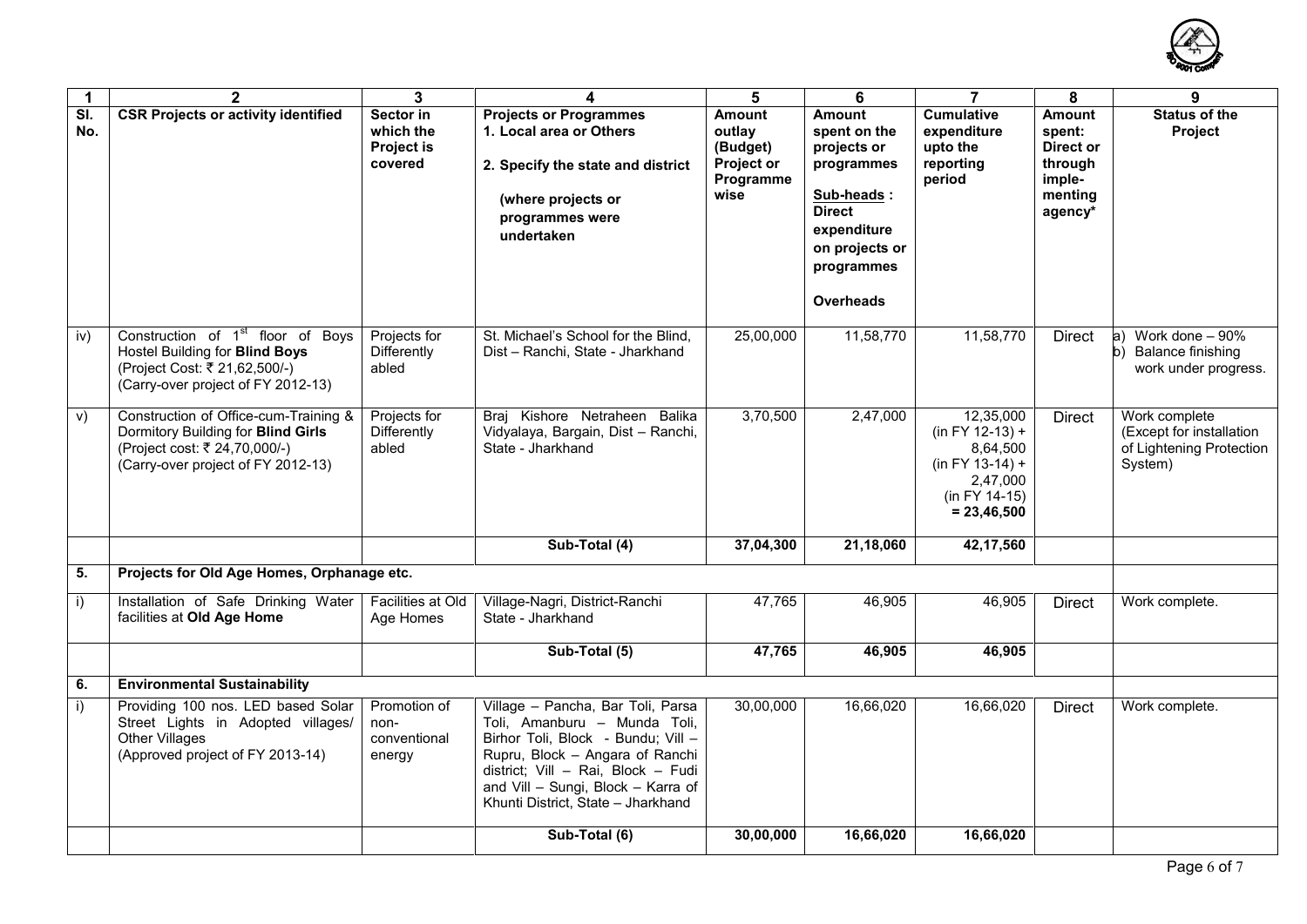| 1 | 2 | 3 | 4 | 5 | 6 | 7 | 8 | 9 |
|---|---|---|---|---|---|---|---|---|
| Sl. No. | CSR Projects or activity identified | Sector in which the Project is covered | Projects or Programmes 1. Local area or Others 2. Specify the state and district (where projects or programmes were undertaken | Amount outlay (Budget) Project or Programme wise | Amount spent on the projects or programmes Sub-heads : Direct expenditure on projects or programmes Overheads | Cumulative expenditure upto the reporting period | Amount spent: Direct or through imple-menting agency* | Status of the Project |
| iv) | Construction of 1st floor of Boys Hostel Building for **Blind Boys** (Project Cost: ₹ 21,62,500/-) (Carry-over project of FY 2012-13) | Projects for Differently abled | St. Michael's School for the Blind, Dist – Ranchi, State - Jharkhand | 25,00,000 | 11,58,770 | 11,58,770 | Direct | a) Work done – 90% b) Balance finishing work under progress. |
| v) | Construction of Office-cum-Training & Dormitory Building for **Blind Girls** (Project cost: ₹ 24,70,000/-) (Carry-over project of FY 2012-13) | Projects for Differently abled | Braj Kishore Netraheen Balika Vidyalaya, Bargain, Dist – Ranchi, State - Jharkhand | 3,70,500 | 2,47,000 | 12,35,000 (in FY 12-13) + 8,64,500 (in FY 13-14) + 2,47,000 (in FY 14-15) **= 23,46,500** | Direct | Work complete (Except for installation of Lightening Protection System) |
| | | | **Sub-Total (4)** | **37,04,300** | **21,18,060** | **42,17,560** | | |
| **5.** | **Projects for Old Age Homes, Orphanage etc.** | | | | | | | |
| i) | Installation of Safe Drinking Water facilities at **Old Age Home** | Facilities at Old Age Homes | Village-Nagri, District-Ranchi State - Jharkhand | 47,765 | 46,905 | 46,905 | Direct | Work complete. |
| | | | **Sub-Total (5)** | **47,765** | **46,905** | **46,905** | | |
| **6.** | **Environmental Sustainability** | | | | | | | |
| i) | Providing 100 nos. LED based Solar Street Lights in Adopted villages/ Other Villages (Approved project of FY 2013-14) | Promotion of non-conventional energy | Village – Pancha, Bar Toli, Parsa Toli, Amanburu – Munda Toli, Birhor Toli, Block - Bundu; Vill – Rupru, Block – Angara of Ranchi district; Vill – Rai, Block – Fudi and Vill – Sungi, Block – Karra of Khunti District, State – Jharkhand | 30,00,000 | 16,66,020 | 16,66,020 | Direct | Work complete. |
| | | | **Sub-Total (6)** | **30,00,000** | **16,66,020** | **16,66,020** | | |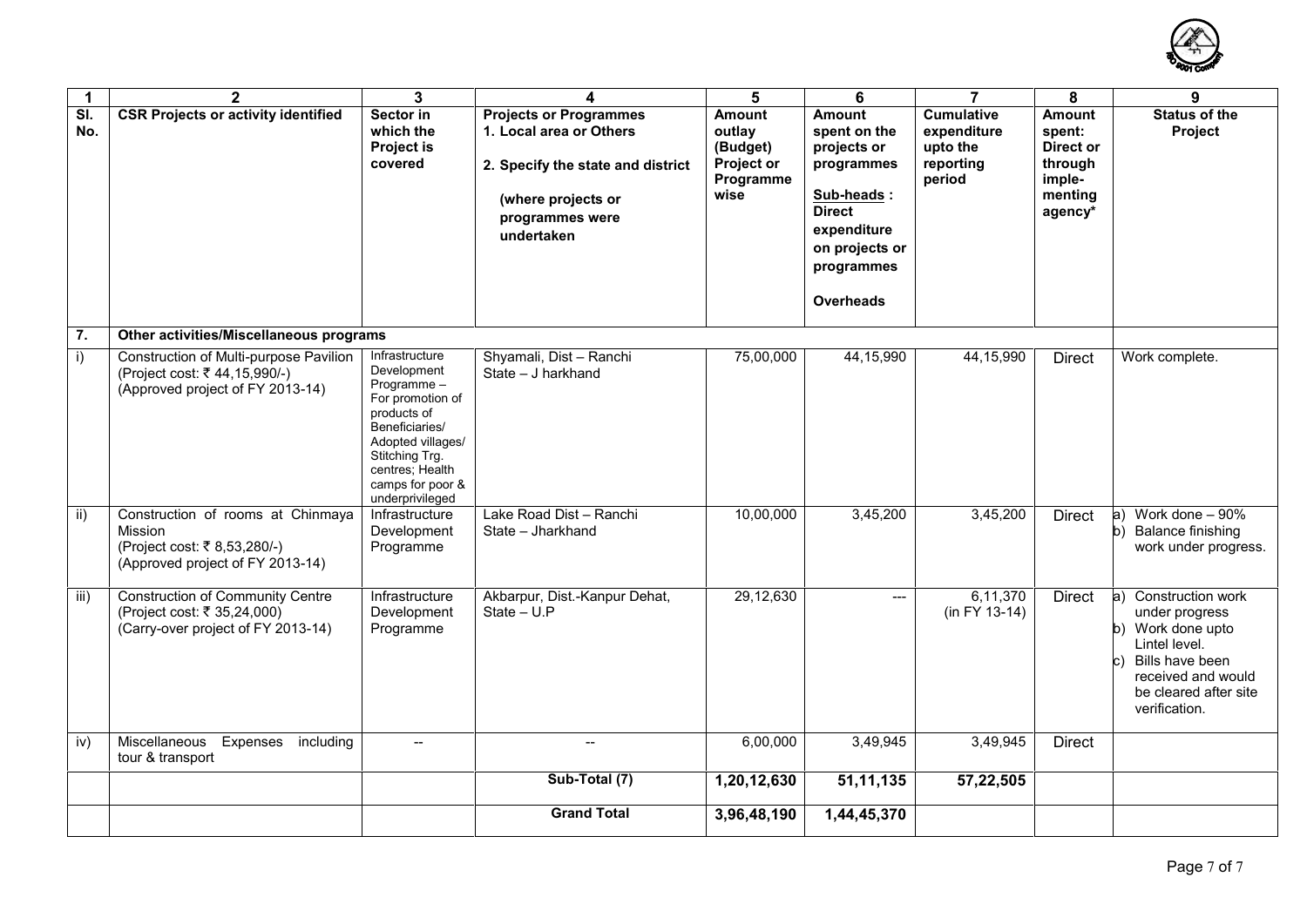| 1 | 2 | 3 | 4 | 5 | 6 | 7 | 8 | 9 |
|---|---|---|---|---|---|---|---|---|
| Sl. No. | CSR Projects or activity identified | Sector in which the Project is covered | Projects or Programmes 1. Local area or Others 2. Specify the state and district (where projects or programmes were undertaken | Amount outlay (Budget) Project or Programme wise | Amount spent on the projects or programmes Sub-heads : Direct expenditure on projects or programmes Overheads | Cumulative expenditure upto the reporting period | Amount spent: Direct or through imple-menting agency* | Status of the Project |
| 7. | Other activities/Miscellaneous programs | | | | | | | |
| i) | Construction of Multi-purpose Pavilion (Project cost: ₹ 44,15,990/-) (Approved project of FY 2013-14) | Infrastructure Development Programme – For promotion of products of Beneficiaries/ Adopted villages/ Stitching Trg. centres; Health camps for poor & underprivileged | Shyamali, Dist – Ranchi State – J harkhand | 75,00,000 | 44,15,990 | 44,15,990 | Direct | Work complete. |
| ii) | Construction of rooms at Chinmaya Mission (Project cost: ₹ 8,53,280/-) (Approved project of FY 2013-14) | Infrastructure Development Programme | Lake Road Dist – Ranchi State – Jharkhand | 10,00,000 | 3,45,200 | 3,45,200 | Direct | a) Work done – 90% b) Balance finishing work under progress. |
| iii) | Construction of Community Centre (Project cost: ₹ 35,24,000) (Carry-over project of FY 2013-14) | Infrastructure Development Programme | Akbarpur, Dist.-Kanpur Dehat, State – U.P | 29,12,630 | --- | 6,11,370 (in FY 13-14) | Direct | a) Construction work under progress b) Work done upto Lintel level. c) Bills have been received and would be cleared after site verification. |
| iv) | Miscellaneous Expenses including tour & transport | -- | -- | 6,00,000 | 3,49,945 | 3,49,945 | Direct | |
| | | | **Sub-Total (7)** | **1,20,12,630** | **51,11,135** | **57,22,505** | | |
| | | | **Grand Total** | **3,96,48,190** | **1,44,45,370** | | | |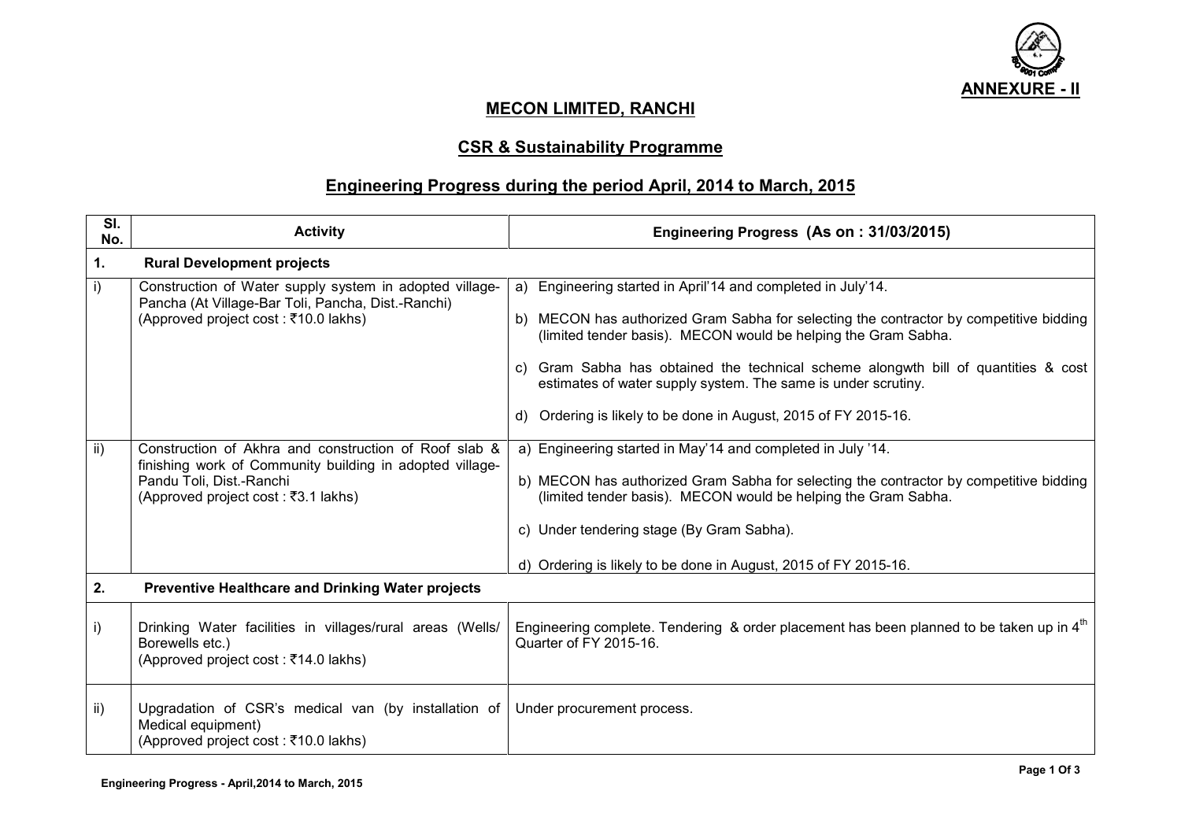**ANNEXURE - II**

## MECON LIMITED, RANCHI

### CSR & Sustainability Programme

### Engineering Progress during the period April, 2014 to March, 2015

| Sl. No. | Activity | Engineering Progress (As on : 31/03/2015) |
|---|---|---|
| **1.** | **Rural Development projects** | |
| i) | Construction of Water supply system in adopted village- Pancha (At Village-Bar Toli, Pancha, Dist.-Ranchi)<br>(Approved project cost : ₹10.0 lakhs) | a) Engineering started in April'14 and completed in July'14.<br>b) MECON has authorized Gram Sabha for selecting the contractor by competitive bidding (limited tender basis). MECON would be helping the Gram Sabha.<br>c) Gram Sabha has obtained the technical scheme alongwth bill of quantities & cost estimates of water supply system. The same is under scrutiny.<br>d) Ordering is likely to be done in August, 2015 of FY 2015-16. |
| ii) | Construction of Akhra and construction of Roof slab & finishing work of Community building in adopted village- Pandu Toli, Dist.-Ranchi<br>(Approved project cost : ₹3.1 lakhs) | a) Engineering started in May'14 and completed in July '14.<br>b) MECON has authorized Gram Sabha for selecting the contractor by competitive bidding (limited tender basis). MECON would be helping the Gram Sabha.<br>c) Under tendering stage (By Gram Sabha).<br>d) Ordering is likely to be done in August, 2015 of FY 2015-16. |
| **2.** | **Preventive Healthcare and Drinking Water projects** | |
| i) | Drinking Water facilities in villages/rural areas (Wells/ Borewells etc.)<br>(Approved project cost : ₹14.0 lakhs) | Engineering complete. Tendering & order placement has been planned to be taken up in 4th Quarter of FY 2015-16. |
| ii) | Upgradation of CSR's medical van (by installation of Medical equipment)<br>(Approved project cost : ₹10.0 lakhs) | Under procurement process. |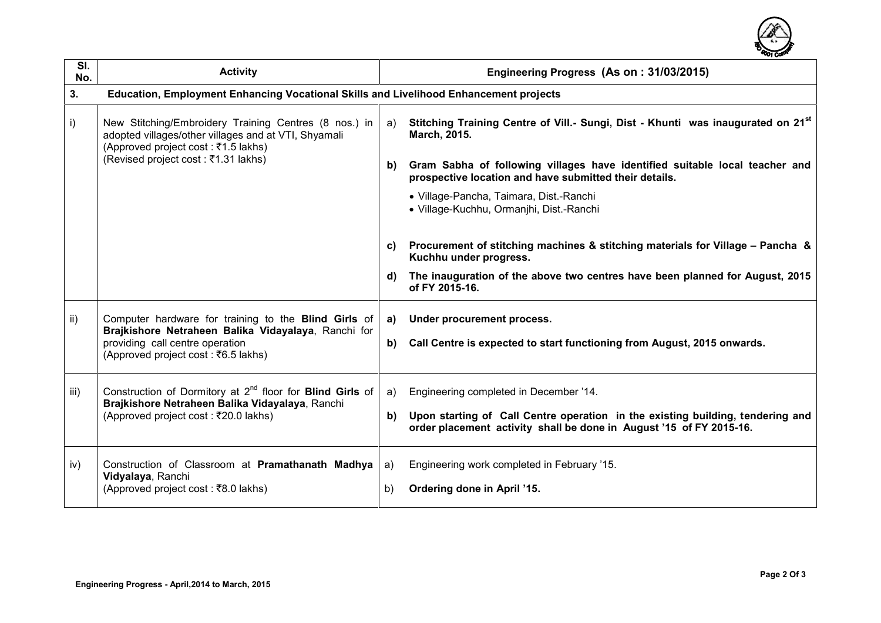| Sl. No. | Activity | Engineering Progress (As on : 31/03/2015) |
|---|---|---|
| **3.** | **Education, Employment Enhancing Vocational Skills and Livelihood Enhancement projects** | |
| i) | New Stitching/Embroidery Training Centres (8 nos.) in adopted villages/other villages and at VTI, Shyamali (Approved project cost : ₹1.5 lakhs) (Revised project cost : ₹1.31 lakhs) | a) **Stitching Training Centre of Vill.- Sungi, Dist - Khunti was inaugurated on 21st March, 2015.**<br>b) **Gram Sabha of following villages have identified suitable local teacher and prospective location and have submitted their details.**<br>• Village-Pancha, Taimara, Dist.-Ranchi<br>• Village-Kuchhu, Ormanjhi, Dist.-Ranchi<br>c) **Procurement of stitching machines & stitching materials for Village – Pancha & Kuchhu under progress.**<br>d) **The inauguration of the above two centres have been planned for August, 2015 of FY 2015-16.** |
| ii) | Computer hardware for training to the **Blind Girls** of **Brajkishore Netraheen Balika Vidayalaya**, Ranchi for providing call centre operation (Approved project cost : ₹6.5 lakhs) | a) **Under procurement process.**<br>b) **Call Centre is expected to start functioning from August, 2015 onwards.** |
| iii) | Construction of Dormitory at 2nd floor for **Blind Girls** of **Brajkishore Netraheen Balika Vidayalaya**, Ranchi (Approved project cost : ₹20.0 lakhs) | a) Engineering completed in December '14.<br>b) **Upon starting of Call Centre operation in the existing building, tendering and order placement activity shall be done in August '15 of FY 2015-16.** |
| iv) | Construction of Classroom at **Pramathanath Madhya Vidyalaya**, Ranchi (Approved project cost : ₹8.0 lakhs) | a) Engineering work completed in February '15.<br>b) **Ordering done in April '15.** |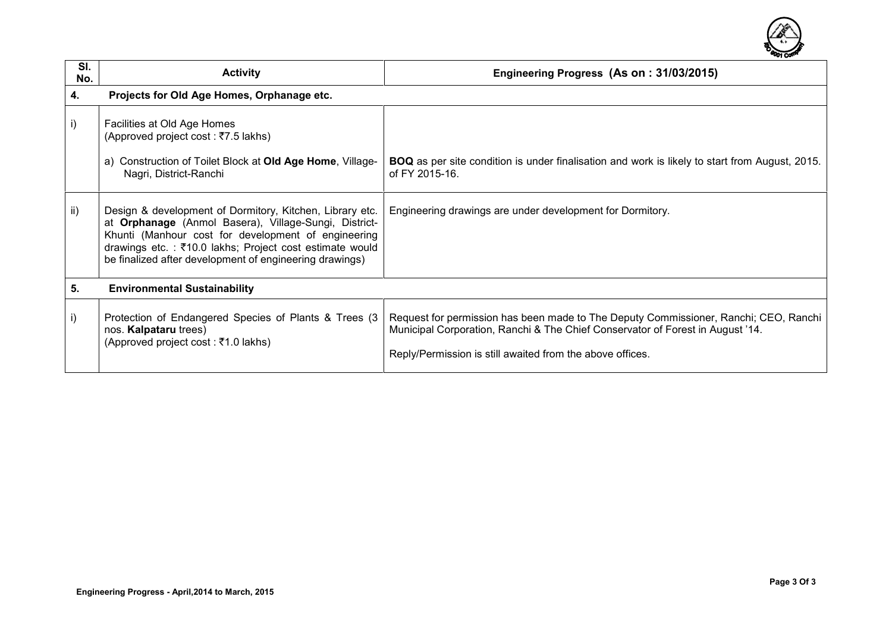| Sl. No. | Activity | Engineering Progress (As on : 31/03/2015) |
|---|---|---|
| **4.** | **Projects for Old Age Homes, Orphanage etc.** | |
| i) | Facilities at Old Age Homes (Approved project cost : ₹7.5 lakhs)<br><br>a) Construction of Toilet Block at **Old Age Home**, Village-Nagri, District-Ranchi | **BOQ** as per site condition is under finalisation and work is likely to start from August, 2015. of FY 2015-16. |
| ii) | Design & development of Dormitory, Kitchen, Library etc. at **Orphanage** (Anmol Basera), Village-Sungi, District-Khunti (Manhour cost for development of engineering drawings etc. : ₹10.0 lakhs; Project cost estimate would be finalized after development of engineering drawings) | Engineering drawings are under development for Dormitory. |
| **5.** | **Environmental Sustainability** | |
| i) | Protection of Endangered Species of Plants & Trees (3 nos. **Kalpataru** trees) (Approved project cost : ₹1.0 lakhs) | Request for permission has been made to The Deputy Commissioner, Ranchi; CEO, Ranchi Municipal Corporation, Ranchi & The Chief Conservator of Forest in August '14.<br><br>Reply/Permission is still awaited from the above offices. |